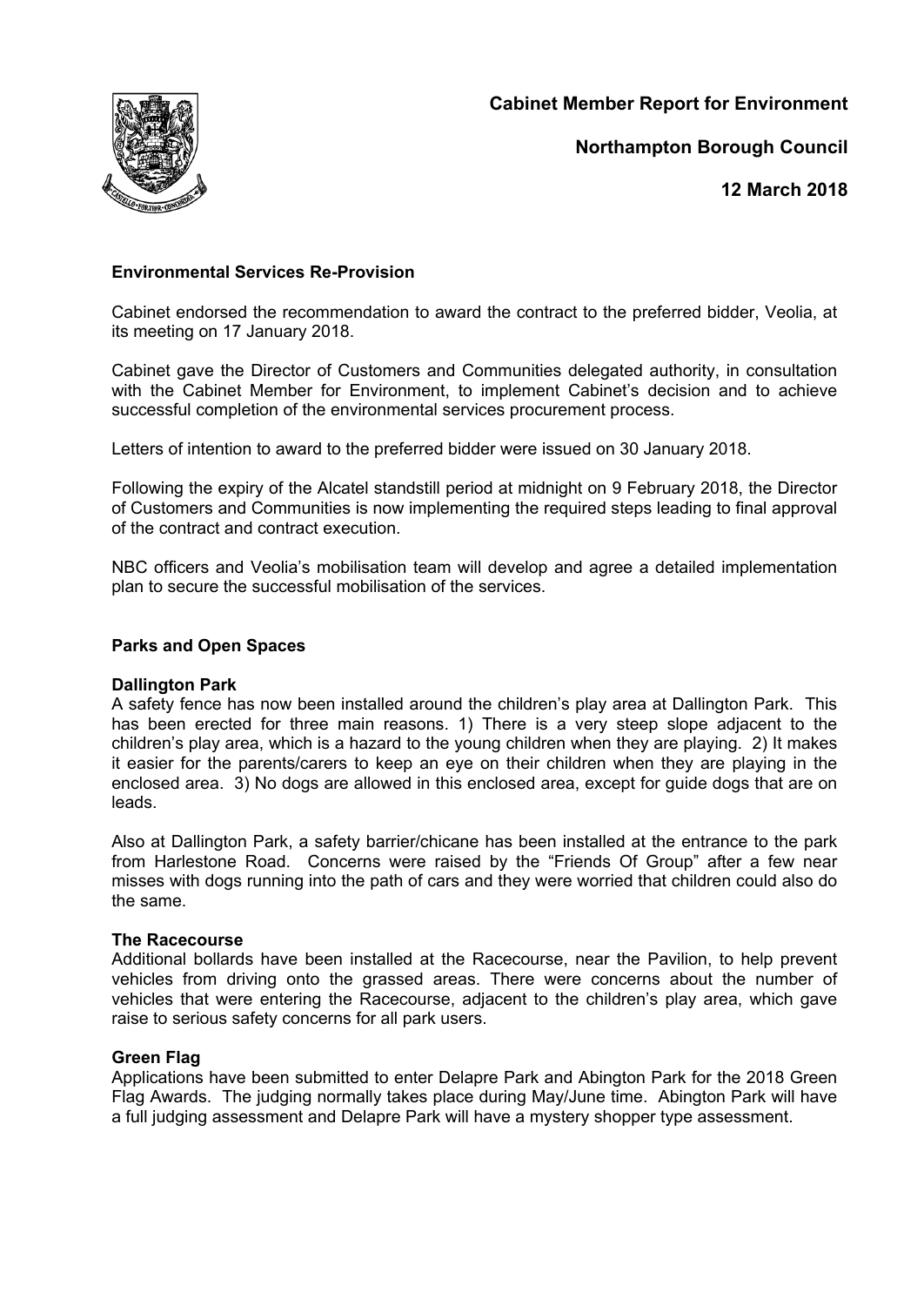# Cabinet Member Report for Environment

## Northampton Borough Council

## 12 March 2018

**Environmental Services Re-Provision**

Cabinet endorsed the recommendation to award the contract to the preferred bidder, Veolia, at its meeting on 17 January 2018.

Cabinet gave the Director of Customers and Communities delegated authority, in consultation with the Cabinet Member for Environment, to implement Cabinet's decision and to achieve successful completion of the environmental services procurement process.

Letters of intention to award to the preferred bidder were issued on 30 January 2018.

Following the expiry of the Alcatel standstill period at midnight on 9 February 2018, the Director of Customers and Communities is now implementing the required steps leading to final approval of the contract and contract execution.

NBC officers and Veolia's mobilisation team will develop and agree a detailed implementation plan to secure the successful mobilisation of the services.

**Parks and Open Spaces**

**Dallington Park**

A safety fence has now been installed around the children's play area at Dallington Park. This has been erected for three main reasons. 1) There is a very steep slope adjacent to the children's play area, which is a hazard to the young children when they are playing. 2) It makes it easier for the parents/carers to keep an eye on their children when they are playing in the enclosed area. 3) No dogs are allowed in this enclosed area, except for guide dogs that are on leads.

Also at Dallington Park, a safety barrier/chicane has been installed at the entrance to the park from Harlestone Road. Concerns were raised by the "Friends Of Group" after a few near misses with dogs running into the path of cars and they were worried that children could also do the same.

**The Racecourse**

Additional bollards have been installed at the Racecourse, near the Pavilion, to help prevent vehicles from driving onto the grassed areas. There were concerns about the number of vehicles that were entering the Racecourse, adjacent to the children's play area, which gave raise to serious safety concerns for all park users.

**Green Flag**

Applications have been submitted to enter Delapre Park and Abington Park for the 2018 Green Flag Awards. The judging normally takes place during May/June time. Abington Park will have a full judging assessment and Delapre Park will have a mystery shopper type assessment.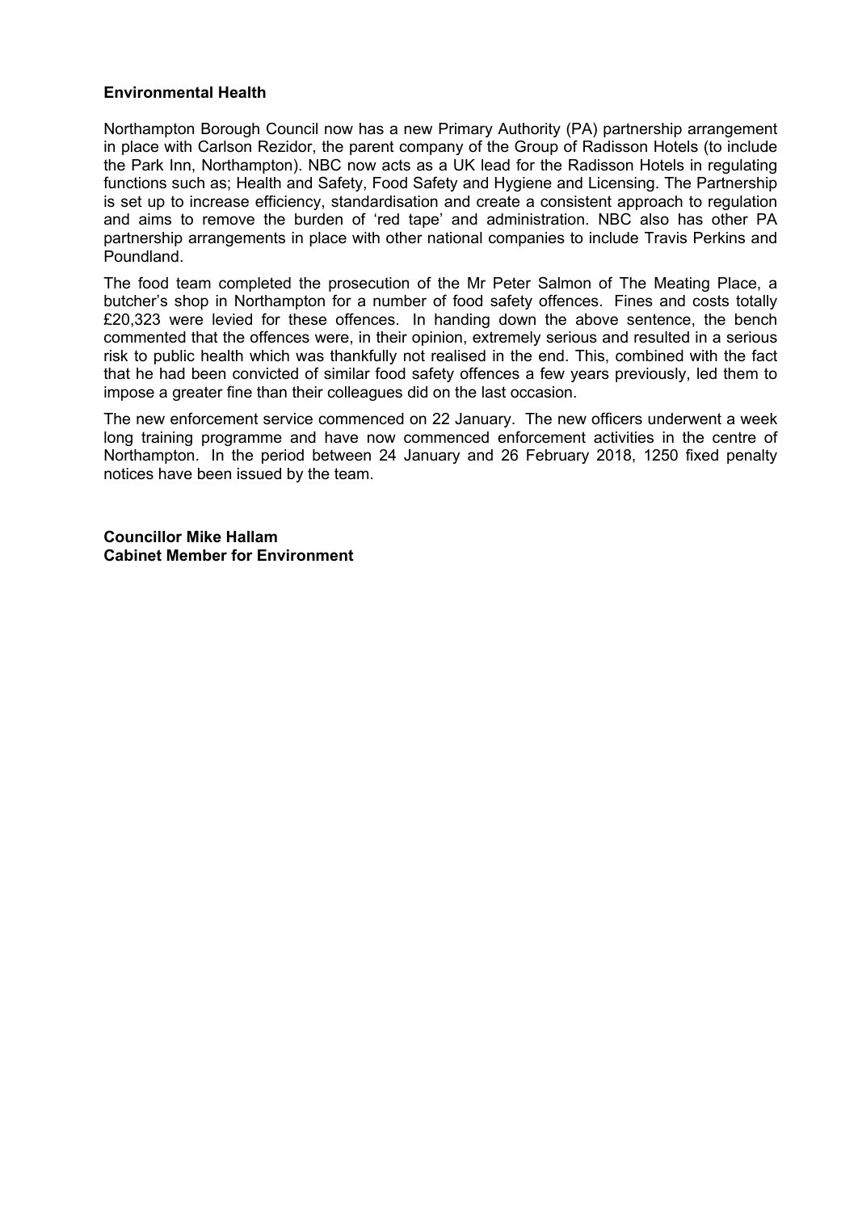**Environmental Health**

Northampton Borough Council now has a new Primary Authority (PA) partnership arrangement in place with Carlson Rezidor, the parent company of the Group of Radisson Hotels (to include the Park Inn, Northampton). NBC now acts as a UK lead for the Radisson Hotels in regulating functions such as; Health and Safety, Food Safety and Hygiene and Licensing. The Partnership is set up to increase efficiency, standardisation and create a consistent approach to regulation and aims to remove the burden of 'red tape' and administration. NBC also has other PA partnership arrangements in place with other national companies to include Travis Perkins and Poundland.

The food team completed the prosecution of the Mr Peter Salmon of The Meating Place, a butcher's shop in Northampton for a number of food safety offences. Fines and costs totally £20,323 were levied for these offences. In handing down the above sentence, the bench commented that the offences were, in their opinion, extremely serious and resulted in a serious risk to public health which was thankfully not realised in the end. This, combined with the fact that he had been convicted of similar food safety offences a few years previously, led them to impose a greater fine than their colleagues did on the last occasion.

The new enforcement service commenced on 22 January. The new officers underwent a week long training programme and have now commenced enforcement activities in the centre of Northampton. In the period between 24 January and 26 February 2018, 1250 fixed penalty notices have been issued by the team.

**Councillor Mike Hallam**
**Cabinet Member for Environment**